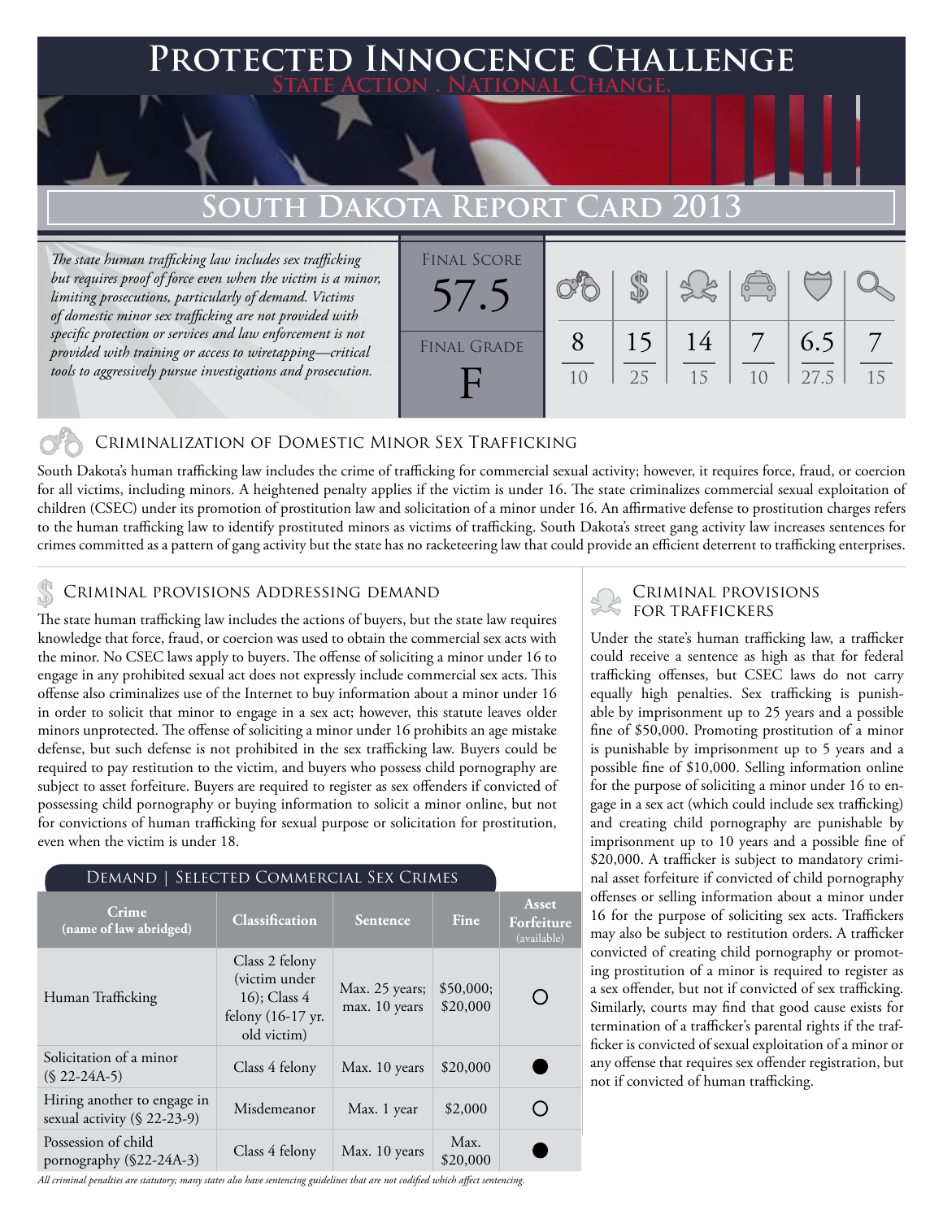# Protected Innocence Challenge

**State Action . National Change.**

## South Dakota Report Card 2013

*The state human trafficking law includes sex trafficking but requires proof of force even when the victim is a minor, limiting prosecutions, particularly of demand. Victims of domestic minor sex trafficking are not provided with specific protection or services and law enforcement is not provided with training or access to wiretapping—critical tools to aggressively pursue investigations and prosecution.*

**Final Score:** 57.5

**Final Grade:** F

| Criminalization | Demand | Traffickers | Facilitators | Protective Provisions | Investigation & Prosecution |
|---|---|---|---|---|---|
| 8/10 | 15/25 | 14/15 | 7/10 | 6.5/27.5 | 7/15 |

### Criminalization of Domestic Minor Sex Trafficking

South Dakota's human trafficking law includes the crime of trafficking for commercial sexual activity; however, it requires force, fraud, or coercion for all victims, including minors. A heightened penalty applies if the victim is under 16. The state criminalizes commercial sexual exploitation of children (CSEC) under its promotion of prostitution law and solicitation of a minor under 16. An affirmative defense to prostitution charges refers to the human trafficking law to identify prostituted minors as victims of trafficking. South Dakota's street gang activity law increases sentences for crimes committed as a pattern of gang activity but the state has no racketeering law that could provide an efficient deterrent to trafficking enterprises.

### Criminal provisions Addressing demand

The state human trafficking law includes the actions of buyers, but the state law requires knowledge that force, fraud, or coercion was used to obtain the commercial sex acts with the minor. No CSEC laws apply to buyers. The offense of soliciting a minor under 16 to engage in any prohibited sexual act does not expressly include commercial sex acts. This offense also criminalizes use of the Internet to buy information about a minor under 16 in order to solicit that minor to engage in a sex act; however, this statute leaves older minors unprotected. The offense of soliciting a minor under 16 prohibits an age mistake defense, but such defense is not prohibited in the sex trafficking law. Buyers could be required to pay restitution to the victim, and buyers who possess child pornography are subject to asset forfeiture. Buyers are required to register as sex offenders if convicted of possessing child pornography or buying information to solicit a minor online, but not for convictions of human trafficking for sexual purpose or solicitation for prostitution, even when the victim is under 18.

**Demand | Selected Commercial Sex Crimes**

| Crime (name of law abridged) | Classification | Sentence | Fine | Asset Forfeiture (available) |
|---|---|---|---|---|
| Human Trafficking | Class 2 felony (victim under 16); Class 4 felony (16-17 yr. old victim) | Max. 25 years; max. 10 years | $50,000; $20,000 | ○ |
| Solicitation of a minor (§ 22-24A-5) | Class 4 felony | Max. 10 years | $20,000 | ● |
| Hiring another to engage in sexual activity (§ 22-23-9) | Misdemeanor | Max. 1 year | $2,000 | ○ |
| Possession of child pornography (§22-24A-3) | Class 4 felony | Max. 10 years | Max. $20,000 | ● |

*All criminal penalties are statutory; many states also have sentencing guidelines that are not codified which affect sentencing.*

### Criminal provisions for traffickers

Under the state's human trafficking law, a trafficker could receive a sentence as high as that for federal trafficking offenses, but CSEC laws do not carry equally high penalties. Sex trafficking is punishable by imprisonment up to 25 years and a possible fine of $50,000. Promoting prostitution of a minor is punishable by imprisonment up to 5 years and a possible fine of $10,000. Selling information online for the purpose of soliciting a minor under 16 to engage in a sex act (which could include sex trafficking) and creating child pornography are punishable by imprisonment up to 10 years and a possible fine of $20,000. A trafficker is subject to mandatory criminal asset forfeiture if convicted of child pornography offenses or selling information about a minor under 16 for the purpose of soliciting sex acts. Traffickers may also be subject to restitution orders. A trafficker convicted of creating child pornography or promoting prostitution of a minor is required to register as a sex offender, but not if convicted of sex trafficking. Similarly, courts may find that good cause exists for termination of a trafficker's parental rights if the trafficker is convicted of sexual exploitation of a minor or any offense that requires sex offender registration, but not if convicted of human trafficking.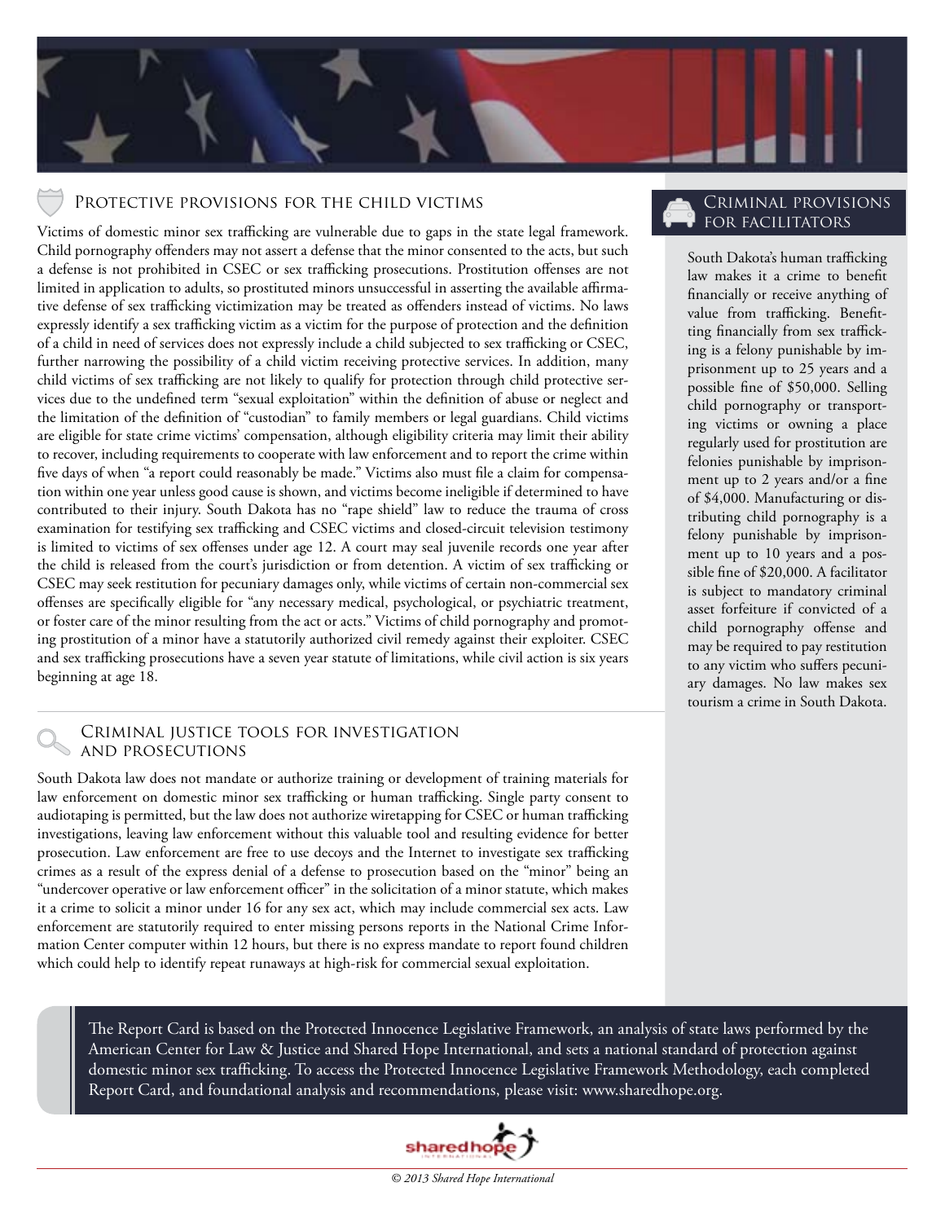## Protective provisions for the child victims

Victims of domestic minor sex trafficking are vulnerable due to gaps in the state legal framework. Child pornography offenders may not assert a defense that the minor consented to the acts, but such a defense is not prohibited in CSEC or sex trafficking prosecutions. Prostitution offenses are not limited in application to adults, so prostituted minors unsuccessful in asserting the available affirmative defense of sex trafficking victimization may be treated as offenders instead of victims. No laws expressly identify a sex trafficking victim as a victim for the purpose of protection and the definition of a child in need of services does not expressly include a child subjected to sex trafficking or CSEC, further narrowing the possibility of a child victim receiving protective services. In addition, many child victims of sex trafficking are not likely to qualify for protection through child protective services due to the undefined term "sexual exploitation" within the definition of abuse or neglect and the limitation of the definition of "custodian" to family members or legal guardians. Child victims are eligible for state crime victims' compensation, although eligibility criteria may limit their ability to recover, including requirements to cooperate with law enforcement and to report the crime within five days of when "a report could reasonably be made." Victims also must file a claim for compensation within one year unless good cause is shown, and victims become ineligible if determined to have contributed to their injury. South Dakota has no "rape shield" law to reduce the trauma of cross examination for testifying sex trafficking and CSEC victims and closed-circuit television testimony is limited to victims of sex offenses under age 12. A court may seal juvenile records one year after the child is released from the court's jurisdiction or from detention. A victim of sex trafficking or CSEC may seek restitution for pecuniary damages only, while victims of certain non-commercial sex offenses are specifically eligible for "any necessary medical, psychological, or psychiatric treatment, or foster care of the minor resulting from the act or acts." Victims of child pornography and promoting prostitution of a minor have a statutorily authorized civil remedy against their exploiter. CSEC and sex trafficking prosecutions have a seven year statute of limitations, while civil action is six years beginning at age 18.

## Criminal justice tools for investigation and prosecutions

South Dakota law does not mandate or authorize training or development of training materials for law enforcement on domestic minor sex trafficking or human trafficking. Single party consent to audiotaping is permitted, but the law does not authorize wiretapping for CSEC or human trafficking investigations, leaving law enforcement without this valuable tool and resulting evidence for better prosecution. Law enforcement are free to use decoys and the Internet to investigate sex trafficking crimes as a result of the express denial of a defense to prosecution based on the "minor" being an "undercover operative or law enforcement officer" in the solicitation of a minor statute, which makes it a crime to solicit a minor under 16 for any sex act, which may include commercial sex acts. Law enforcement are statutorily required to enter missing persons reports in the National Crime Information Center computer within 12 hours, but there is no express mandate to report found children which could help to identify repeat runaways at high-risk for commercial sexual exploitation.

## Criminal provisions for facilitators

South Dakota's human trafficking law makes it a crime to benefit financially or receive anything of value from trafficking. Benefitting financially from sex trafficking is a felony punishable by imprisonment up to 25 years and a possible fine of $50,000. Selling child pornography or transporting victims or owning a place regularly used for prostitution are felonies punishable by imprisonment up to 2 years and/or a fine of $4,000. Manufacturing or distributing child pornography is a felony punishable by imprisonment up to 10 years and a possible fine of $20,000. A facilitator is subject to mandatory criminal asset forfeiture if convicted of a child pornography offense and may be required to pay restitution to any victim who suffers pecuniary damages. No law makes sex tourism a crime in South Dakota.

The Report Card is based on the Protected Innocence Legislative Framework, an analysis of state laws performed by the American Center for Law & Justice and Shared Hope International, and sets a national standard of protection against domestic minor sex trafficking. To access the Protected Innocence Legislative Framework Methodology, each completed Report Card, and foundational analysis and recommendations, please visit: www.sharedhope.org.

*© 2013 Shared Hope International*